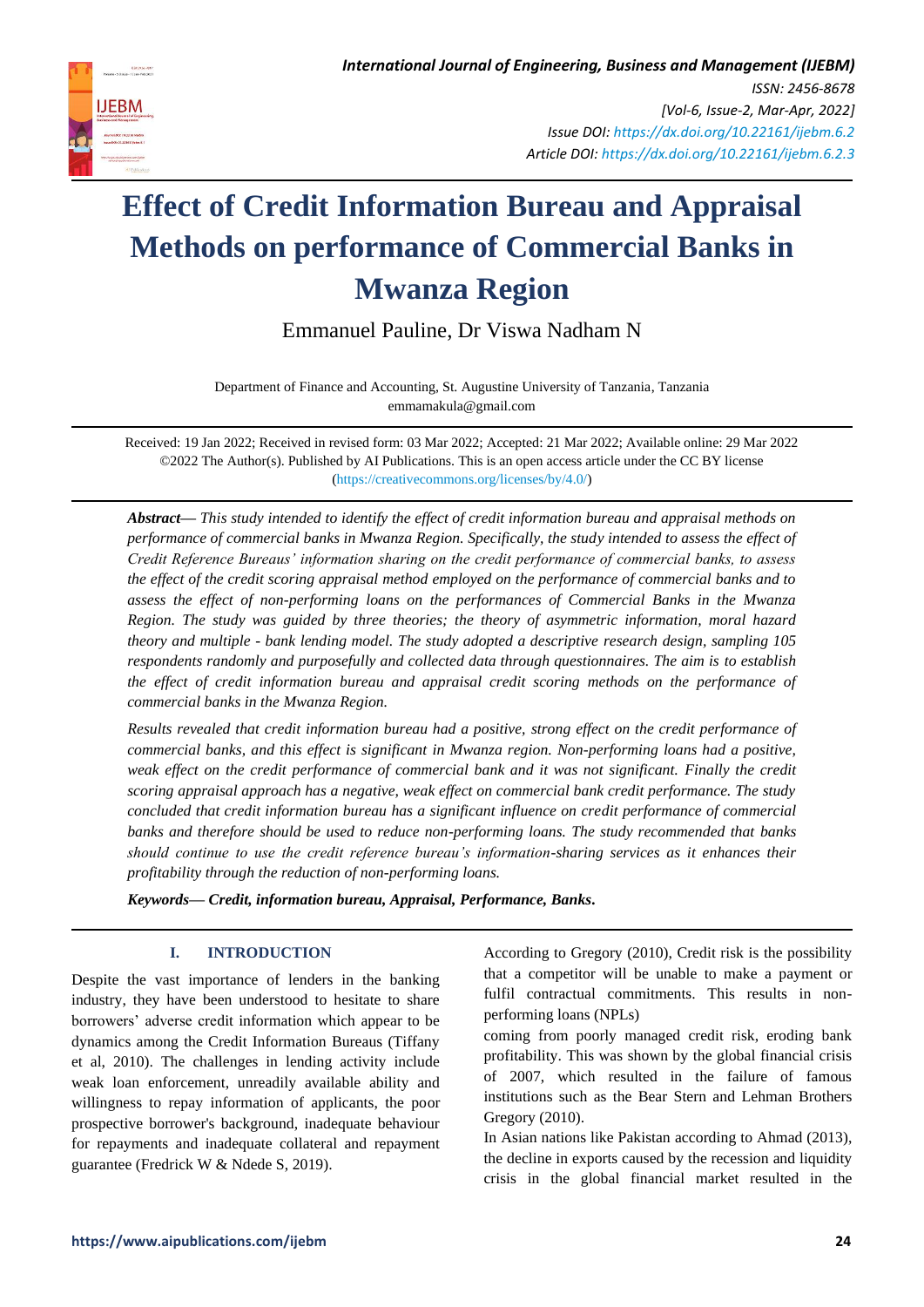# Effect of Credit Information Bureau and Appraisal Methods on performance of Commercial Banks in Mwanza Region

Emmanuel Pauline, Dr Viswa Nadham N

Department of Finance and Accounting, St. Augustine University of Tanzania, Tanzania
emmamakula@gmail.com

Received: 19 Jan 2022; Received in revised form: 03 Mar 2022; Accepted: 21 Mar 2022; Available online: 29 Mar 2022
©2022 The Author(s). Published by AI Publications. This is an open access article under the CC BY license (https://creativecommons.org/licenses/by/4.0/)

***Abstract***— *This study intended to identify the effect of credit information bureau and appraisal methods on performance of commercial banks in Mwanza Region. Specifically, the study intended to assess the effect of Credit Reference Bureaus' information sharing on the credit performance of commercial banks, to assess the effect of the credit scoring appraisal method employed on the performance of commercial banks and to assess the effect of non-performing loans on the performances of Commercial Banks in the Mwanza Region. The study was guided by three theories; the theory of asymmetric information, moral hazard theory and multiple - bank lending model. The study adopted a descriptive research design, sampling 105 respondents randomly and purposefully and collected data through questionnaires. The aim is to establish the effect of credit information bureau and appraisal credit scoring methods on the performance of commercial banks in the Mwanza Region.*

*Results revealed that credit information bureau had a positive, strong effect on the credit performance of commercial banks, and this effect is significant in Mwanza region. Non-performing loans had a positive, weak effect on the credit performance of commercial bank and it was not significant. Finally the credit scoring appraisal approach has a negative, weak effect on commercial bank credit performance. The study concluded that credit information bureau has a significant influence on credit performance of commercial banks and therefore should be used to reduce non-performing loans. The study recommended that banks should continue to use the credit reference bureau's information-sharing services as it enhances their profitability through the reduction of non-performing loans.*

***Keywords— Credit, information bureau, Appraisal, Performance, Banks.***

## I. INTRODUCTION

Despite the vast importance of lenders in the banking industry, they have been understood to hesitate to share borrowers' adverse credit information which appear to be dynamics among the Credit Information Bureaus (Tiffany et al, 2010). The challenges in lending activity include weak loan enforcement, unreadily available ability and willingness to repay information of applicants, the poor prospective borrower's background, inadequate behaviour for repayments and inadequate collateral and repayment guarantee (Fredrick W & Ndede S, 2019).

According to Gregory (2010), Credit risk is the possibility that a competitor will be unable to make a payment or fulfil contractual commitments. This results in non-performing loans (NPLs)

coming from poorly managed credit risk, eroding bank profitability. This was shown by the global financial crisis of 2007, which resulted in the failure of famous institutions such as the Bear Stern and Lehman Brothers Gregory (2010).

In Asian nations like Pakistan according to Ahmad (2013), the decline in exports caused by the recession and liquidity crisis in the global financial market resulted in the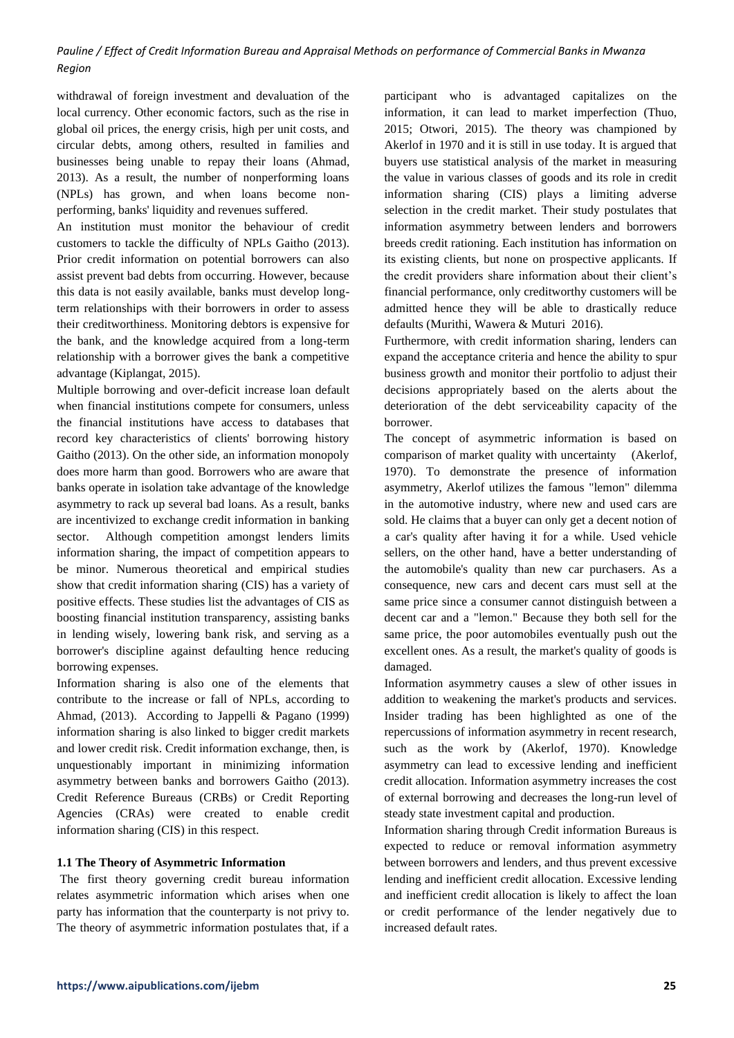withdrawal of foreign investment and devaluation of the local currency. Other economic factors, such as the rise in global oil prices, the energy crisis, high per unit costs, and circular debts, among others, resulted in families and businesses being unable to repay their loans (Ahmad, 2013). As a result, the number of nonperforming loans (NPLs) has grown, and when loans become non-performing, banks' liquidity and revenues suffered.

An institution must monitor the behaviour of credit customers to tackle the difficulty of NPLs Gaitho (2013). Prior credit information on potential borrowers can also assist prevent bad debts from occurring. However, because this data is not easily available, banks must develop long-term relationships with their borrowers in order to assess their creditworthiness. Monitoring debtors is expensive for the bank, and the knowledge acquired from a long-term relationship with a borrower gives the bank a competitive advantage (Kiplangat, 2015).

Multiple borrowing and over-deficit increase loan default when financial institutions compete for consumers, unless the financial institutions have access to databases that record key characteristics of clients' borrowing history Gaitho (2013). On the other side, an information monopoly does more harm than good. Borrowers who are aware that banks operate in isolation take advantage of the knowledge asymmetry to rack up several bad loans. As a result, banks are incentivized to exchange credit information in banking sector. Although competition amongst lenders limits information sharing, the impact of competition appears to be minor. Numerous theoretical and empirical studies show that credit information sharing (CIS) has a variety of positive effects. These studies list the advantages of CIS as boosting financial institution transparency, assisting banks in lending wisely, lowering bank risk, and serving as a borrower's discipline against defaulting hence reducing borrowing expenses.

Information sharing is also one of the elements that contribute to the increase or fall of NPLs, according to Ahmad, (2013). According to Jappelli & Pagano (1999) information sharing is also linked to bigger credit markets and lower credit risk. Credit information exchange, then, is unquestionably important in minimizing information asymmetry between banks and borrowers Gaitho (2013). Credit Reference Bureaus (CRBs) or Credit Reporting Agencies (CRAs) were created to enable credit information sharing (CIS) in this respect.

### 1.1 The Theory of Asymmetric Information

The first theory governing credit bureau information relates asymmetric information which arises when one party has information that the counterparty is not privy to. The theory of asymmetric information postulates that, if a participant who is advantaged capitalizes on the information, it can lead to market imperfection (Thuo, 2015; Otwori, 2015). The theory was championed by Akerlof in 1970 and it is still in use today. It is argued that buyers use statistical analysis of the market in measuring the value in various classes of goods and its role in credit information sharing (CIS) plays a limiting adverse selection in the credit market. Their study postulates that information asymmetry between lenders and borrowers breeds credit rationing. Each institution has information on its existing clients, but none on prospective applicants. If the credit providers share information about their client's financial performance, only creditworthy customers will be admitted hence they will be able to drastically reduce defaults (Murithi, Wawera & Muturi 2016).

Furthermore, with credit information sharing, lenders can expand the acceptance criteria and hence the ability to spur business growth and monitor their portfolio to adjust their decisions appropriately based on the alerts about the deterioration of the debt serviceability capacity of the borrower.

The concept of asymmetric information is based on comparison of market quality with uncertainty (Akerlof, 1970). To demonstrate the presence of information asymmetry, Akerlof utilizes the famous "lemon" dilemma in the automotive industry, where new and used cars are sold. He claims that a buyer can only get a decent notion of a car's quality after having it for a while. Used vehicle sellers, on the other hand, have a better understanding of the automobile's quality than new car purchasers. As a consequence, new cars and decent cars must sell at the same price since a consumer cannot distinguish between a decent car and a "lemon." Because they both sell for the same price, the poor automobiles eventually push out the excellent ones. As a result, the market's quality of goods is damaged.

Information asymmetry causes a slew of other issues in addition to weakening the market's products and services. Insider trading has been highlighted as one of the repercussions of information asymmetry in recent research, such as the work by (Akerlof, 1970). Knowledge asymmetry can lead to excessive lending and inefficient credit allocation. Information asymmetry increases the cost of external borrowing and decreases the long-run level of steady state investment capital and production.

Information sharing through Credit information Bureaus is expected to reduce or removal information asymmetry between borrowers and lenders, and thus prevent excessive lending and inefficient credit allocation. Excessive lending and inefficient credit allocation is likely to affect the loan or credit performance of the lender negatively due to increased default rates.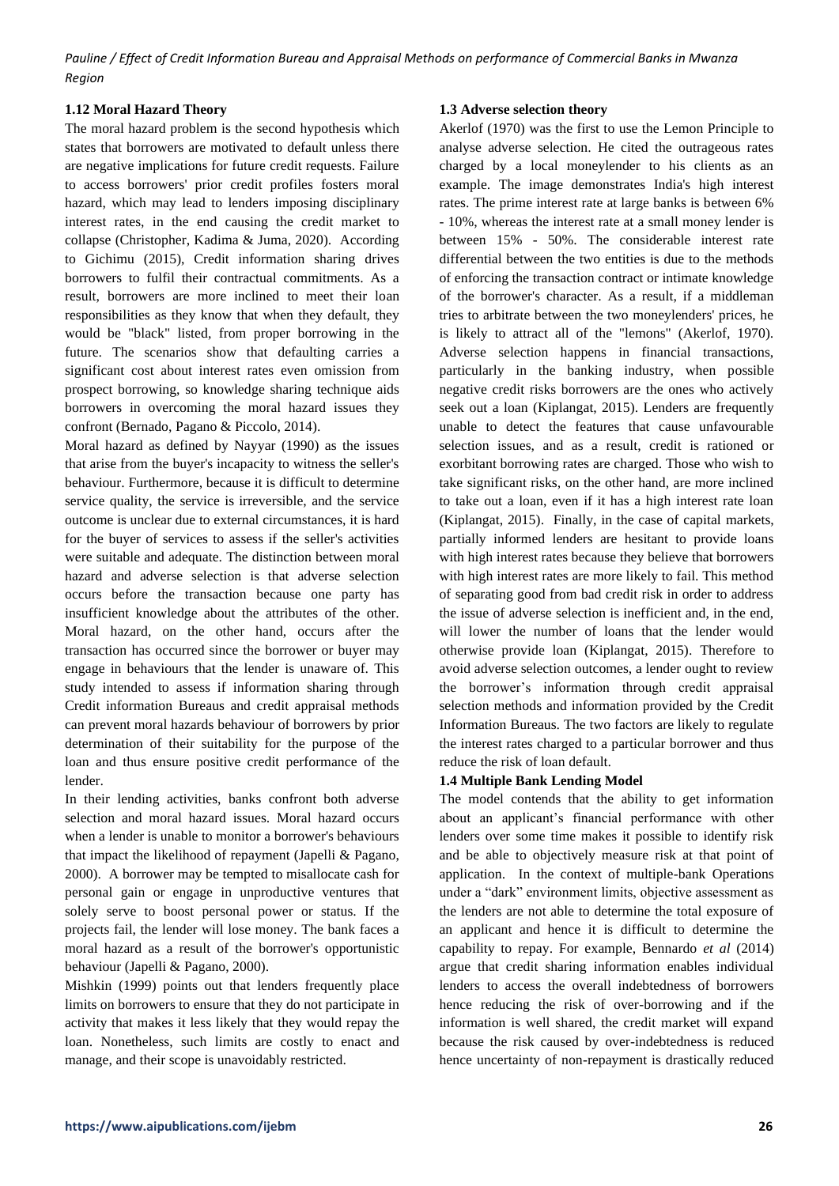### 1.12 Moral Hazard Theory

The moral hazard problem is the second hypothesis which states that borrowers are motivated to default unless there are negative implications for future credit requests. Failure to access borrowers' prior credit profiles fosters moral hazard, which may lead to lenders imposing disciplinary interest rates, in the end causing the credit market to collapse (Christopher, Kadima & Juma, 2020). According to Gichimu (2015), Credit information sharing drives borrowers to fulfil their contractual commitments. As a result, borrowers are more inclined to meet their loan responsibilities as they know that when they default, they would be "black" listed, from proper borrowing in the future. The scenarios show that defaulting carries a significant cost about interest rates even omission from prospect borrowing, so knowledge sharing technique aids borrowers in overcoming the moral hazard issues they confront (Bernado, Pagano & Piccolo, 2014).

Moral hazard as defined by Nayyar (1990) as the issues that arise from the buyer's incapacity to witness the seller's behaviour. Furthermore, because it is difficult to determine service quality, the service is irreversible, and the service outcome is unclear due to external circumstances, it is hard for the buyer of services to assess if the seller's activities were suitable and adequate. The distinction between moral hazard and adverse selection is that adverse selection occurs before the transaction because one party has insufficient knowledge about the attributes of the other. Moral hazard, on the other hand, occurs after the transaction has occurred since the borrower or buyer may engage in behaviours that the lender is unaware of. This study intended to assess if information sharing through Credit information Bureaus and credit appraisal methods can prevent moral hazards behaviour of borrowers by prior determination of their suitability for the purpose of the loan and thus ensure positive credit performance of the lender.

In their lending activities, banks confront both adverse selection and moral hazard issues. Moral hazard occurs when a lender is unable to monitor a borrower's behaviours that impact the likelihood of repayment (Japelli & Pagano, 2000). A borrower may be tempted to misallocate cash for personal gain or engage in unproductive ventures that solely serve to boost personal power or status. If the projects fail, the lender will lose money. The bank faces a moral hazard as a result of the borrower's opportunistic behaviour (Japelli & Pagano, 2000).

Mishkin (1999) points out that lenders frequently place limits on borrowers to ensure that they do not participate in activity that makes it less likely that they would repay the loan. Nonetheless, such limits are costly to enact and manage, and their scope is unavoidably restricted.

### 1.3 Adverse selection theory

Akerlof (1970) was the first to use the Lemon Principle to analyse adverse selection. He cited the outrageous rates charged by a local moneylender to his clients as an example. The image demonstrates India's high interest rates. The prime interest rate at large banks is between 6% - 10%, whereas the interest rate at a small money lender is between 15% - 50%. The considerable interest rate differential between the two entities is due to the methods of enforcing the transaction contract or intimate knowledge of the borrower's character. As a result, if a middleman tries to arbitrate between the two moneylenders' prices, he is likely to attract all of the "lemons" (Akerlof, 1970). Adverse selection happens in financial transactions, particularly in the banking industry, when possible negative credit risks borrowers are the ones who actively seek out a loan (Kiplangat, 2015). Lenders are frequently unable to detect the features that cause unfavourable selection issues, and as a result, credit is rationed or exorbitant borrowing rates are charged. Those who wish to take significant risks, on the other hand, are more inclined to take out a loan, even if it has a high interest rate loan (Kiplangat, 2015). Finally, in the case of capital markets, partially informed lenders are hesitant to provide loans with high interest rates because they believe that borrowers with high interest rates are more likely to fail. This method of separating good from bad credit risk in order to address the issue of adverse selection is inefficient and, in the end, will lower the number of loans that the lender would otherwise provide loan (Kiplangat, 2015). Therefore to avoid adverse selection outcomes, a lender ought to review the borrower's information through credit appraisal selection methods and information provided by the Credit Information Bureaus. The two factors are likely to regulate the interest rates charged to a particular borrower and thus reduce the risk of loan default.

### 1.4 Multiple Bank Lending Model

The model contends that the ability to get information about an applicant's financial performance with other lenders over some time makes it possible to identify risk and be able to objectively measure risk at that point of application. In the context of multiple-bank Operations under a "dark" environment limits, objective assessment as the lenders are not able to determine the total exposure of an applicant and hence it is difficult to determine the capability to repay. For example, Bennardo *et al* (2014) argue that credit sharing information enables individual lenders to access the overall indebtedness of borrowers hence reducing the risk of over-borrowing and if the information is well shared, the credit market will expand because the risk caused by over-indebtedness is reduced hence uncertainty of non-repayment is drastically reduced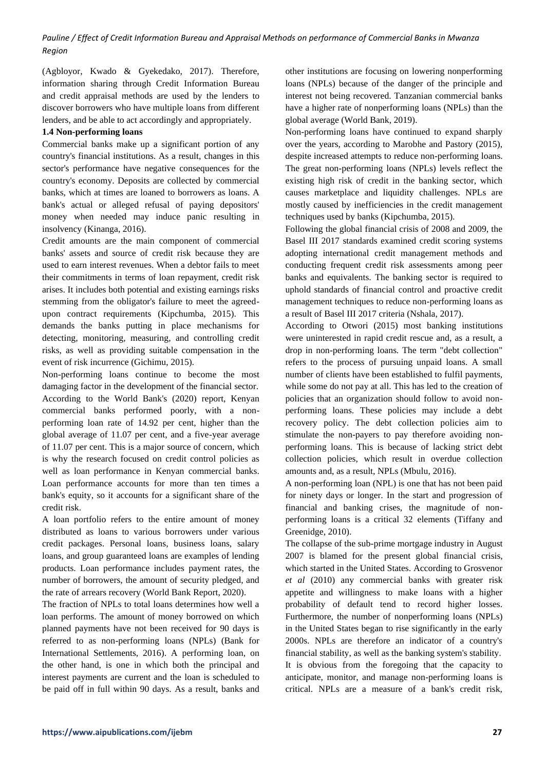(Agbloyor, Kwado & Gyekedako, 2017). Therefore, information sharing through Credit Information Bureau and credit appraisal methods are used by the lenders to discover borrowers who have multiple loans from different lenders, and be able to act accordingly and appropriately.

### 1.4 Non-performing loans

Commercial banks make up a significant portion of any country's financial institutions. As a result, changes in this sector's performance have negative consequences for the country's economy. Deposits are collected by commercial banks, which at times are loaned to borrowers as loans. A bank's actual or alleged refusal of paying depositors' money when needed may induce panic resulting in insolvency (Kinanga, 2016).

Credit amounts are the main component of commercial banks' assets and source of credit risk because they are used to earn interest revenues. When a debtor fails to meet their commitments in terms of loan repayment, credit risk arises. It includes both potential and existing earnings risks stemming from the obligator's failure to meet the agreed-upon contract requirements (Kipchumba, 2015). This demands the banks putting in place mechanisms for detecting, monitoring, measuring, and controlling credit risks, as well as providing suitable compensation in the event of risk incurrence (Gichimu, 2015).

Non-performing loans continue to become the most damaging factor in the development of the financial sector. According to the World Bank's (2020) report, Kenyan commercial banks performed poorly, with a non-performing loan rate of 14.92 per cent, higher than the global average of 11.07 per cent, and a five-year average of 11.07 per cent. This is a major source of concern, which is why the research focused on credit control policies as well as loan performance in Kenyan commercial banks. Loan performance accounts for more than ten times a bank's equity, so it accounts for a significant share of the credit risk.

A loan portfolio refers to the entire amount of money distributed as loans to various borrowers under various credit packages. Personal loans, business loans, salary loans, and group guaranteed loans are examples of lending products. Loan performance includes payment rates, the number of borrowers, the amount of security pledged, and the rate of arrears recovery (World Bank Report, 2020).

The fraction of NPLs to total loans determines how well a loan performs. The amount of money borrowed on which planned payments have not been received for 90 days is referred to as non-performing loans (NPLs) (Bank for International Settlements, 2016). A performing loan, on the other hand, is one in which both the principal and interest payments are current and the loan is scheduled to be paid off in full within 90 days. As a result, banks and other institutions are focusing on lowering nonperforming loans (NPLs) because of the danger of the principle and interest not being recovered. Tanzanian commercial banks have a higher rate of nonperforming loans (NPLs) than the global average (World Bank, 2019).

Non-performing loans have continued to expand sharply over the years, according to Marobhe and Pastory (2015), despite increased attempts to reduce non-performing loans. The great non-performing loans (NPLs) levels reflect the existing high risk of credit in the banking sector, which causes marketplace and liquidity challenges. NPLs are mostly caused by inefficiencies in the credit management techniques used by banks (Kipchumba, 2015).

Following the global financial crisis of 2008 and 2009, the Basel III 2017 standards examined credit scoring systems adopting international credit management methods and conducting frequent credit risk assessments among peer banks and equivalents. The banking sector is required to uphold standards of financial control and proactive credit management techniques to reduce non-performing loans as a result of Basel III 2017 criteria (Nshala, 2017).

According to Otwori (2015) most banking institutions were uninterested in rapid credit rescue and, as a result, a drop in non-performing loans. The term "debt collection" refers to the process of pursuing unpaid loans. A small number of clients have been established to fulfil payments, while some do not pay at all. This has led to the creation of policies that an organization should follow to avoid non-performing loans. These policies may include a debt recovery policy. The debt collection policies aim to stimulate the non-payers to pay therefore avoiding non-performing loans. This is because of lacking strict debt collection policies, which result in overdue collection amounts and, as a result, NPLs (Mbulu, 2016).

A non-performing loan (NPL) is one that has not been paid for ninety days or longer. In the start and progression of financial and banking crises, the magnitude of non-performing loans is a critical 32 elements (Tiffany and Greenidge, 2010).

The collapse of the sub-prime mortgage industry in August 2007 is blamed for the present global financial crisis, which started in the United States. According to Grosvenor *et al* (2010) any commercial banks with greater risk appetite and willingness to make loans with a higher probability of default tend to record higher losses. Furthermore, the number of nonperforming loans (NPLs) in the United States began to rise significantly in the early 2000s. NPLs are therefore an indicator of a country's financial stability, as well as the banking system's stability. It is obvious from the foregoing that the capacity to anticipate, monitor, and manage non-performing loans is critical. NPLs are a measure of a bank's credit risk,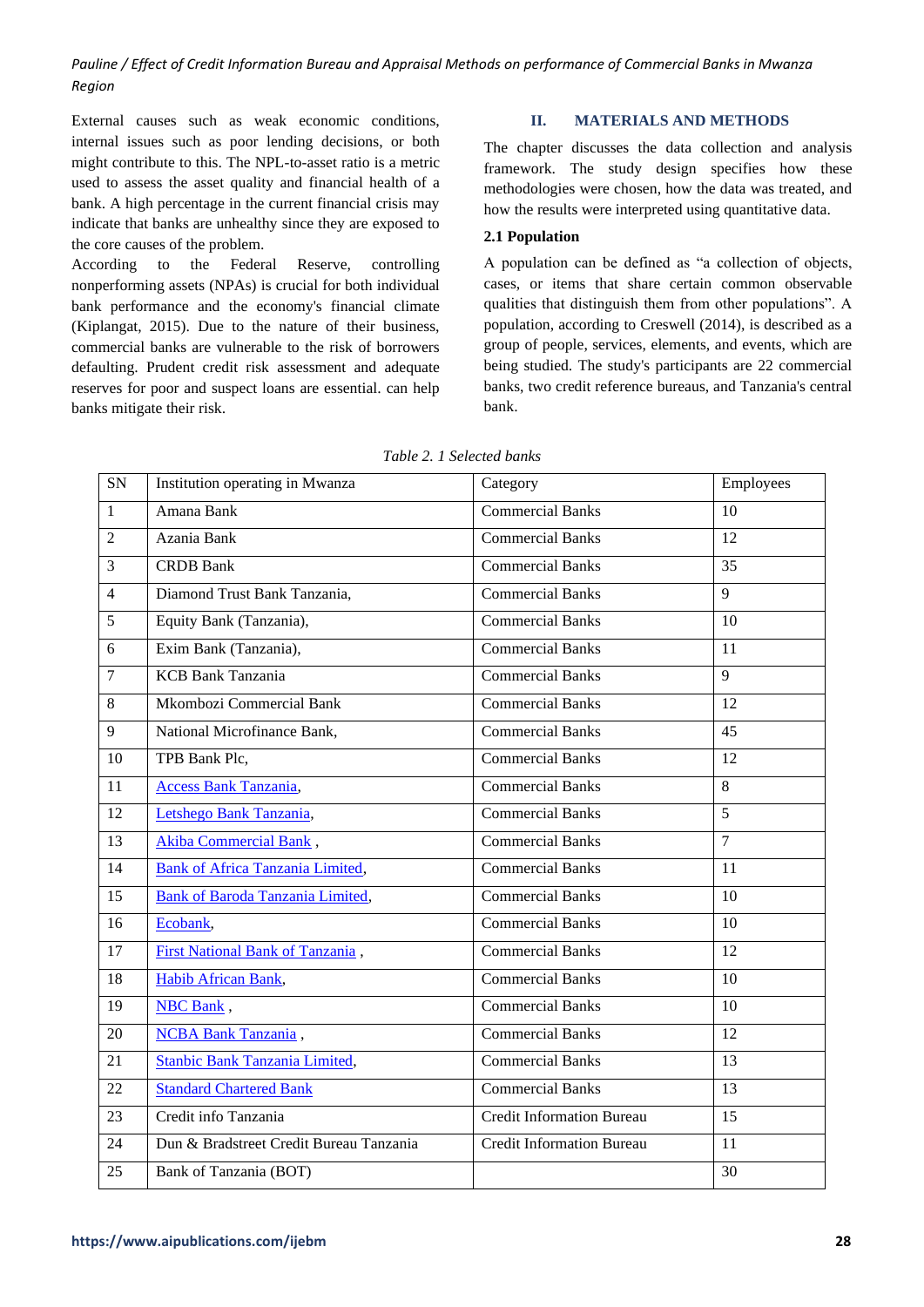External causes such as weak economic conditions, internal issues such as poor lending decisions, or both might contribute to this. The NPL-to-asset ratio is a metric used to assess the asset quality and financial health of a bank. A high percentage in the current financial crisis may indicate that banks are unhealthy since they are exposed to the core causes of the problem.

According to the Federal Reserve, controlling nonperforming assets (NPAs) is crucial for both individual bank performance and the economy's financial climate (Kiplangat, 2015). Due to the nature of their business, commercial banks are vulnerable to the risk of borrowers defaulting. Prudent credit risk assessment and adequate reserves for poor and suspect loans are essential. can help banks mitigate their risk.

## II. MATERIALS AND METHODS

The chapter discusses the data collection and analysis framework. The study design specifies how these methodologies were chosen, how the data was treated, and how the results were interpreted using quantitative data.

### 2.1 Population

A population can be defined as "a collection of objects, cases, or items that share certain common observable qualities that distinguish them from other populations". A population, according to Creswell (2014), is described as a group of people, services, elements, and events, which are being studied. The study's participants are 22 commercial banks, two credit reference bureaus, and Tanzania's central bank.

*Table 2. 1 Selected banks*

| SN | Institution operating in Mwanza | Category | Employees |
|---|---|---|---|
| 1 | Amana Bank | Commercial Banks | 10 |
| 2 | Azania Bank | Commercial Banks | 12 |
| 3 | CRDB Bank | Commercial Banks | 35 |
| 4 | Diamond Trust Bank Tanzania, | Commercial Banks | 9 |
| 5 | Equity Bank (Tanzania), | Commercial Banks | 10 |
| 6 | Exim Bank (Tanzania), | Commercial Banks | 11 |
| 7 | KCB Bank Tanzania | Commercial Banks | 9 |
| 8 | Mkombozi Commercial Bank | Commercial Banks | 12 |
| 9 | National Microfinance Bank, | Commercial Banks | 45 |
| 10 | TPB Bank Plc, | Commercial Banks | 12 |
| 11 | Access Bank Tanzania, | Commercial Banks | 8 |
| 12 | Letshego Bank Tanzania, | Commercial Banks | 5 |
| 13 | Akiba Commercial Bank , | Commercial Banks | 7 |
| 14 | Bank of Africa Tanzania Limited, | Commercial Banks | 11 |
| 15 | Bank of Baroda Tanzania Limited, | Commercial Banks | 10 |
| 16 | Ecobank, | Commercial Banks | 10 |
| 17 | First National Bank of Tanzania , | Commercial Banks | 12 |
| 18 | Habib African Bank, | Commercial Banks | 10 |
| 19 | NBC Bank , | Commercial Banks | 10 |
| 20 | NCBA Bank Tanzania , | Commercial Banks | 12 |
| 21 | Stanbic Bank Tanzania Limited, | Commercial Banks | 13 |
| 22 | Standard Chartered Bank | Commercial Banks | 13 |
| 23 | Credit info Tanzania | Credit Information Bureau | 15 |
| 24 | Dun & Bradstreet Credit Bureau Tanzania | Credit Information Bureau | 11 |
| 25 | Bank of Tanzania (BOT) | | 30 |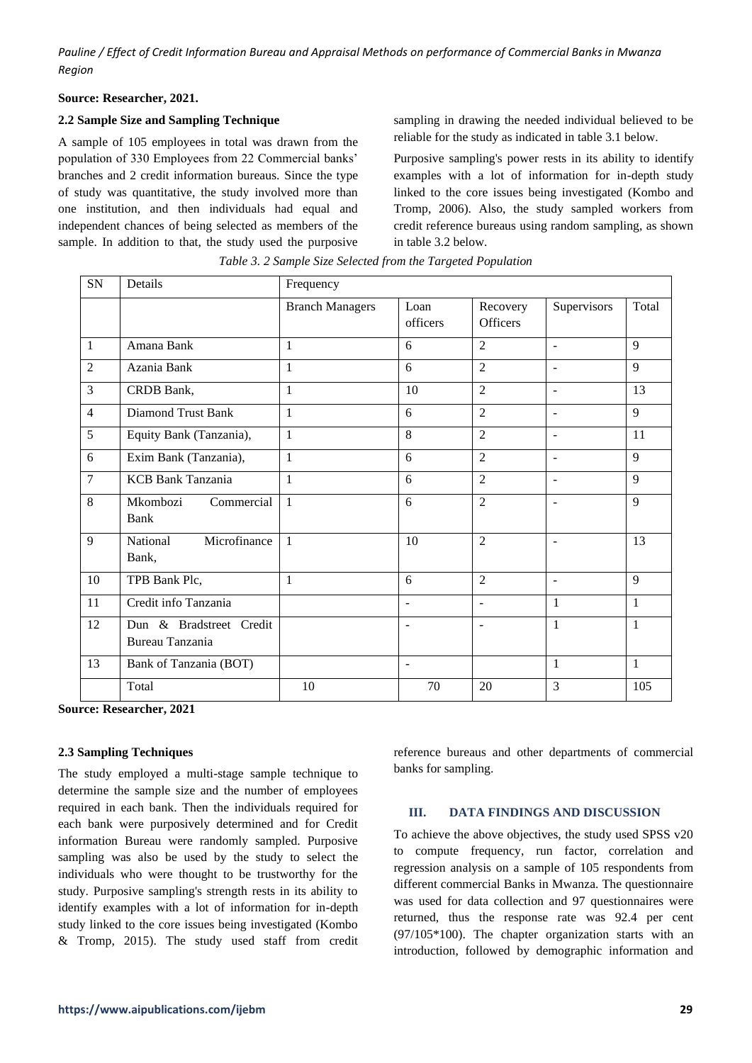**Source: Researcher, 2021.**

### 2.2 Sample Size and Sampling Technique

A sample of 105 employees in total was drawn from the population of 330 Employees from 22 Commercial banks' branches and 2 credit information bureaus. Since the type of study was quantitative, the study involved more than one institution, and then individuals had equal and independent chances of being selected as members of the sample. In addition to that, the study used the purposive sampling in drawing the needed individual believed to be reliable for the study as indicated in table 3.1 below.

Purposive sampling's power rests in its ability to identify examples with a lot of information for in-depth study linked to the core issues being investigated (Kombo and Tromp, 2006). Also, the study sampled workers from credit reference bureaus using random sampling, as shown in table 3.2 below.

*Table 3. 2 Sample Size Selected from the Targeted Population*

| SN | Details | Frequency | | | | |
|---|---|---|---|---|---|---|
| | | Branch Managers | Loan officers | Recovery Officers | Supervisors | Total |
| 1 | Amana Bank | 1 | 6 | 2 | - | 9 |
| 2 | Azania Bank | 1 | 6 | 2 | - | 9 |
| 3 | CRDB Bank, | 1 | 10 | 2 | - | 13 |
| 4 | Diamond Trust Bank | 1 | 6 | 2 | - | 9 |
| 5 | Equity Bank (Tanzania), | 1 | 8 | 2 | - | 11 |
| 6 | Exim Bank (Tanzania), | 1 | 6 | 2 | - | 9 |
| 7 | KCB Bank Tanzania | 1 | 6 | 2 | - | 9 |
| 8 | Mkombozi Commercial Bank | 1 | 6 | 2 | - | 9 |
| 9 | National Microfinance Bank, | 1 | 10 | 2 | - | 13 |
| 10 | TPB Bank Plc, | 1 | 6 | 2 | - | 9 |
| 11 | Credit info Tanzania | | - | - | 1 | 1 |
| 12 | Dun & Bradstreet Credit Bureau Tanzania | | - | - | 1 | 1 |
| 13 | Bank of Tanzania (BOT) | | - | | 1 | 1 |
| | Total | 10 | 70 | 20 | 3 | 105 |

**Source: Researcher, 2021**

### 2.3 Sampling Techniques

The study employed a multi-stage sample technique to determine the sample size and the number of employees required in each bank. Then the individuals required for each bank were purposively determined and for Credit information Bureau were randomly sampled. Purposive sampling was also be used by the study to select the individuals who were thought to be trustworthy for the study. Purposive sampling's strength rests in its ability to identify examples with a lot of information for in-depth study linked to the core issues being investigated (Kombo & Tromp, 2015). The study used staff from credit reference bureaus and other departments of commercial banks for sampling.

## III. DATA FINDINGS AND DISCUSSION

To achieve the above objectives, the study used SPSS v20 to compute frequency, run factor, correlation and regression analysis on a sample of 105 respondents from different commercial Banks in Mwanza. The questionnaire was used for data collection and 97 questionnaires were returned, thus the response rate was 92.4 per cent (97/105*100). The chapter organization starts with an introduction, followed by demographic information and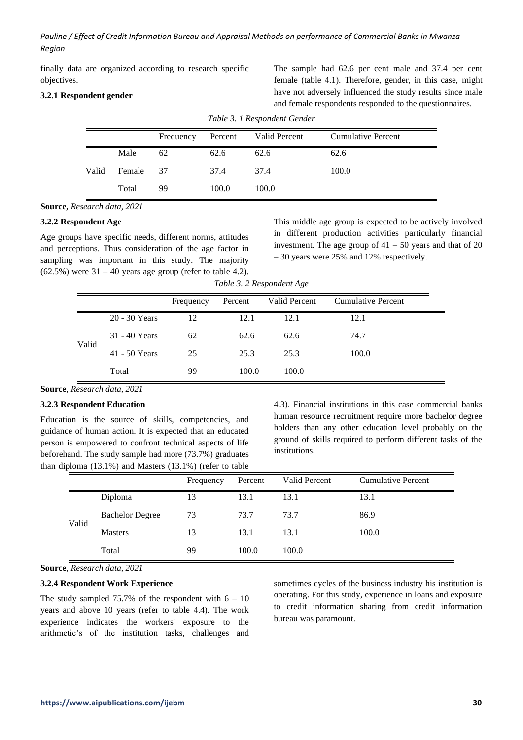finally data are organized according to research specific objectives.

### 3.2.1 Respondent gender

The sample had 62.6 per cent male and 37.4 per cent female (table 4.1). Therefore, gender, in this case, might have not adversely influenced the study results since male and female respondents responded to the questionnaires.

*Table 3. 1 Respondent Gender*

| | | Frequency | Percent | Valid Percent | Cumulative Percent |
|---|---|---|---|---|---|
| Valid | Male | 62 | 62.6 | 62.6 | 62.6 |
| | Female | 37 | 37.4 | 37.4 | 100.0 |
| | Total | 99 | 100.0 | 100.0 | |

**Source,** *Research data, 2021*

### 3.2.2 Respondent Age

Age groups have specific needs, different norms, attitudes and perceptions. Thus consideration of the age factor in sampling was important in this study. The majority (62.5%) were 31 – 40 years age group (refer to table 4.2). This middle age group is expected to be actively involved in different production activities particularly financial investment. The age group of 41 – 50 years and that of 20 – 30 years were 25% and 12% respectively.

*Table 3. 2 Respondent Age*

| | | Frequency | Percent | Valid Percent | Cumulative Percent |
|---|---|---|---|---|---|
| Valid | 20 - 30 Years | 12 | 12.1 | 12.1 | 12.1 |
| | 31 - 40 Years | 62 | 62.6 | 62.6 | 74.7 |
| | 41 - 50 Years | 25 | 25.3 | 25.3 | 100.0 |
| | Total | 99 | 100.0 | 100.0 | |

**Source**, *Research data, 2021*

### 3.2.3 Respondent Education

Education is the source of skills, competencies, and guidance of human action. It is expected that an educated person is empowered to confront technical aspects of life beforehand. The study sample had more (73.7%) graduates than diploma (13.1%) and Masters (13.1%) (refer to table 4.3). Financial institutions in this case commercial banks human resource recruitment require more bachelor degree holders than any other education level probably on the ground of skills required to perform different tasks of the institutions.

| | | Frequency | Percent | Valid Percent | Cumulative Percent |
|---|---|---|---|---|---|
| Valid | Diploma | 13 | 13.1 | 13.1 | 13.1 |
| | Bachelor Degree | 73 | 73.7 | 73.7 | 86.9 |
| | Masters | 13 | 13.1 | 13.1 | 100.0 |
| | Total | 99 | 100.0 | 100.0 | |

**Source**, *Research data, 2021*

### 3.2.4 Respondent Work Experience

The study sampled 75.7% of the respondent with 6 – 10 years and above 10 years (refer to table 4.4). The work experience indicates the workers' exposure to the arithmetic's of the institution tasks, challenges and sometimes cycles of the business industry his institution is operating. For this study, experience in loans and exposure to credit information sharing from credit information bureau was paramount.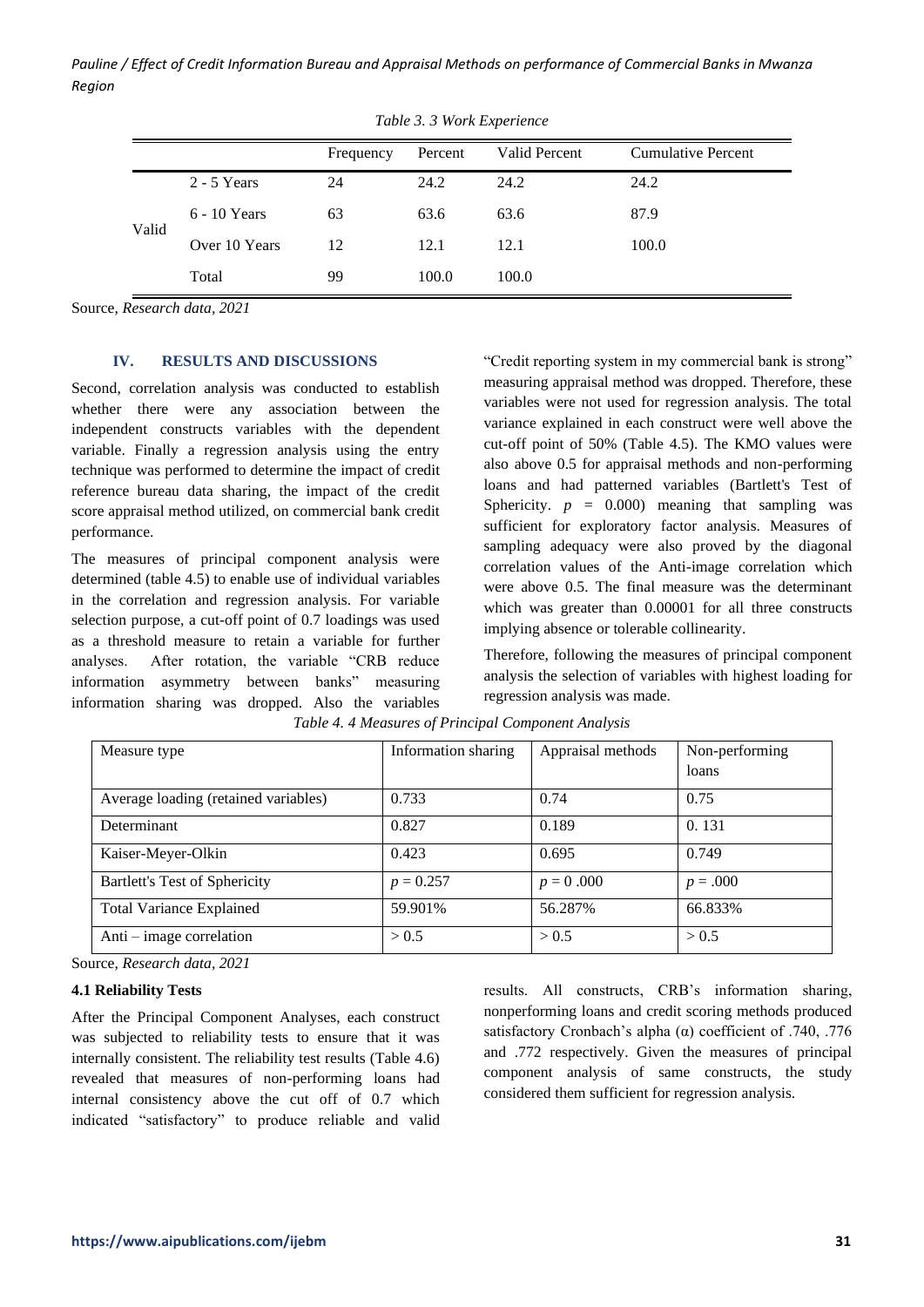*Table 3. 3 Work Experience*

| | | Frequency | Percent | Valid Percent | Cumulative Percent |
|---|---|---|---|---|---|
| Valid | 2 - 5 Years | 24 | 24.2 | 24.2 | 24.2 |
| | 6 - 10 Years | 63 | 63.6 | 63.6 | 87.9 |
| | Over 10 Years | 12 | 12.1 | 12.1 | 100.0 |
| | Total | 99 | 100.0 | 100.0 | |

Source, *Research data, 2021*

## IV. RESULTS AND DISCUSSIONS

Second, correlation analysis was conducted to establish whether there were any association between the independent constructs variables with the dependent variable. Finally a regression analysis using the entry technique was performed to determine the impact of credit reference bureau data sharing, the impact of the credit score appraisal method utilized, on commercial bank credit performance.

The measures of principal component analysis were determined (table 4.5) to enable use of individual variables in the correlation and regression analysis. For variable selection purpose, a cut-off point of 0.7 loadings was used as a threshold measure to retain a variable for further analyses. After rotation, the variable "CRB reduce information asymmetry between banks" measuring information sharing was dropped. Also the variables "Credit reporting system in my commercial bank is strong" measuring appraisal method was dropped. Therefore, these variables were not used for regression analysis. The total variance explained in each construct were well above the cut-off point of 50% (Table 4.5). The KMO values were also above 0.5 for appraisal methods and non-performing loans and had patterned variables (Bartlett's Test of Sphericity. $p = 0.000$) meaning that sampling was sufficient for exploratory factor analysis. Measures of sampling adequacy were also proved by the diagonal correlation values of the Anti-image correlation which were above 0.5. The final measure was the determinant which was greater than 0.00001 for all three constructs implying absence or tolerable collinearity.

Therefore, following the measures of principal component analysis the selection of variables with highest loading for regression analysis was made.

*Table 4. 4 Measures of Principal Component Analysis*

| Measure type | Information sharing | Appraisal methods | Non-performing loans |
|---|---|---|---|
| Average loading (retained variables) | 0.733 | 0.74 | 0.75 |
| Determinant | 0.827 | 0.189 | 0. 131 |
| Kaiser-Meyer-Olkin | 0.423 | 0.695 | 0.749 |
| Bartlett's Test of Sphericity | $p = 0.257$ | $p = 0 .000$ | $p = .000$ |
| Total Variance Explained | 59.901% | 56.287% | 66.833% |
| Anti – image correlation | > 0.5 | > 0.5 | > 0.5 |

Source, *Research data, 2021*

### 4.1 Reliability Tests

After the Principal Component Analyses, each construct was subjected to reliability tests to ensure that it was internally consistent. The reliability test results (Table 4.6) revealed that measures of non-performing loans had internal consistency above the cut off of 0.7 which indicated "satisfactory" to produce reliable and valid results. All constructs, CRB's information sharing, nonperforming loans and credit scoring methods produced satisfactory Cronbach's alpha (α) coefficient of .740, .776 and .772 respectively. Given the measures of principal component analysis of same constructs, the study considered them sufficient for regression analysis.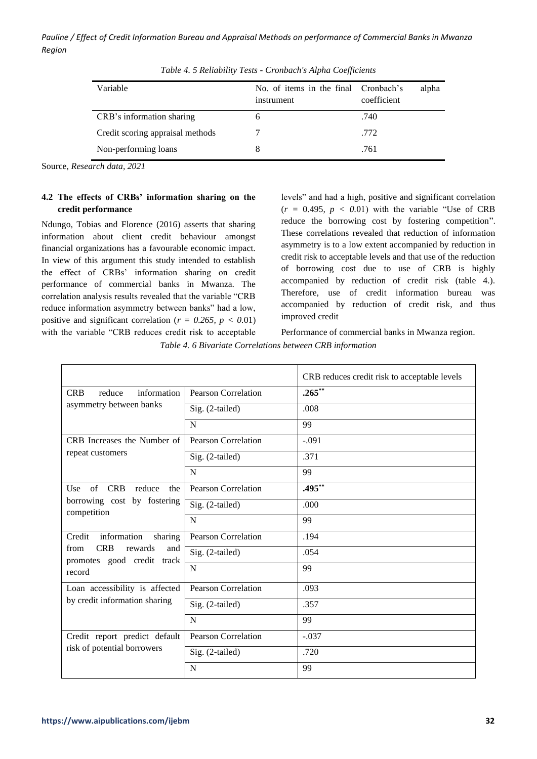*Table 4. 5 Reliability Tests - Cronbach's Alpha Coefficients*

| Variable | No. of items in the final instrument | Cronbach's alpha coefficient |
|---|---|---|
| CRB's information sharing | 6 | .740 |
| Credit scoring appraisal methods | 7 | .772 |
| Non-performing loans | 8 | .761 |

Source, *Research data, 2021*

### 4.2 The effects of CRBs' information sharing on the credit performance

Ndungo, Tobias and Florence (2016) asserts that sharing information about client credit behaviour amongst financial organizations has a favourable economic impact. In view of this argument this study intended to establish the effect of CRBs' information sharing on credit performance of commercial banks in Mwanza. The correlation analysis results revealed that the variable "CRB reduce information asymmetry between banks" had a low, positive and significant correlation ($r = 0.265, p < 0.01$) with the variable "CRB reduces credit risk to acceptable levels" and had a high, positive and significant correlation ($r = 0.495, p < 0.01$) with the variable "Use of CRB reduce the borrowing cost by fostering competition". These correlations revealed that reduction of information asymmetry is to a low extent accompanied by reduction in credit risk to acceptable levels and that use of the reduction of borrowing cost due to use of CRB is highly accompanied by reduction of credit risk (table 4.). Therefore, use of credit information bureau was accompanied by reduction of credit risk, and thus improved credit

Performance of commercial banks in Mwanza region.

*Table 4. 6 Bivariate Correlations between CRB information*

| | | CRB reduces credit risk to acceptable levels |
|---|---|---|
| CRB reduce information asymmetry between banks | Pearson Correlation | **.265**\*\* |
| | Sig. (2-tailed) | .008 |
| | N | 99 |
| CRB Increases the Number of repeat customers | Pearson Correlation | -.091 |
| | Sig. (2-tailed) | .371 |
| | N | 99 |
| Use of CRB reduce the borrowing cost by fostering competition | Pearson Correlation | **.495**\*\* |
| | Sig. (2-tailed) | .000 |
| | N | 99 |
| Credit information sharing from CRB rewards and promotes good credit track record | Pearson Correlation | .194 |
| | Sig. (2-tailed) | .054 |
| | N | 99 |
| Loan accessibility is affected by credit information sharing | Pearson Correlation | .093 |
| | Sig. (2-tailed) | .357 |
| | N | 99 |
| Credit report predict default risk of potential borrowers | Pearson Correlation | -.037 |
| | Sig. (2-tailed) | .720 |
| | N | 99 |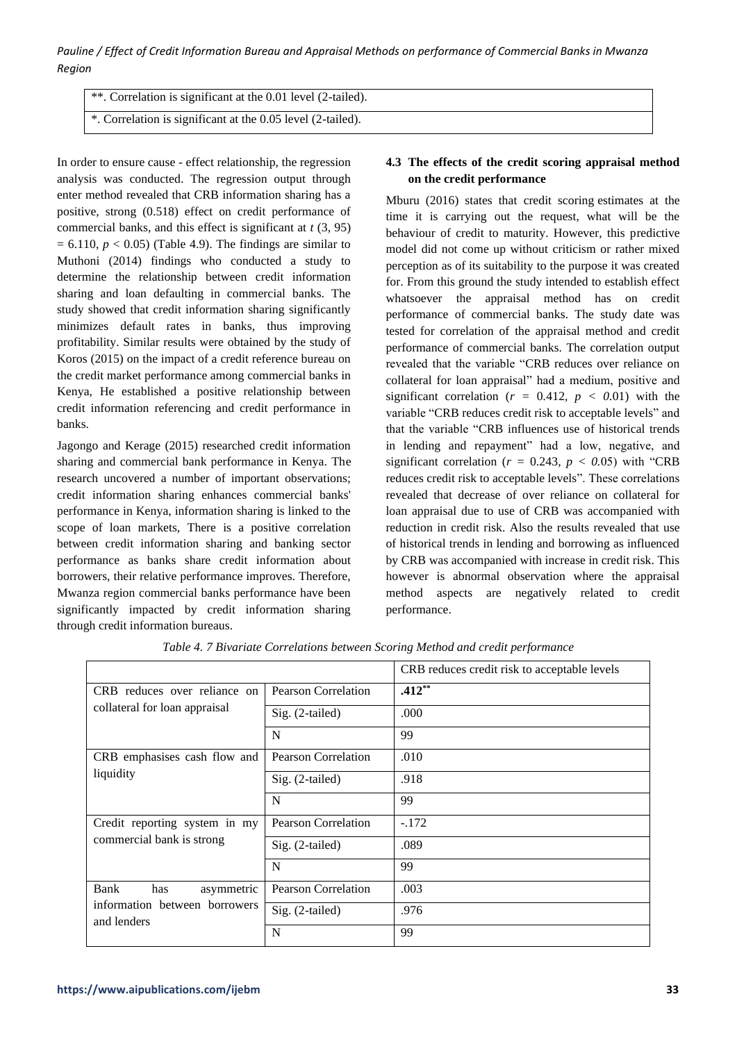**. Correlation is significant at the 0.01 level (2-tailed).

*. Correlation is significant at the 0.05 level (2-tailed).

In order to ensure cause - effect relationship, the regression analysis was conducted. The regression output through enter method revealed that CRB information sharing has a positive, strong (0.518) effect on credit performance of commercial banks, and this effect is significant at $t$ (3, 95) = 6.110, $p < 0.05$) (Table 4.9). The findings are similar to Muthoni (2014) findings who conducted a study to determine the relationship between credit information sharing and loan defaulting in commercial banks. The study showed that credit information sharing significantly minimizes default rates in banks, thus improving profitability. Similar results were obtained by the study of Koros (2015) on the impact of a credit reference bureau on the credit market performance among commercial banks in Kenya, He established a positive relationship between credit information referencing and credit performance in banks.

Jagongo and Kerage (2015) researched credit information sharing and commercial bank performance in Kenya. The research uncovered a number of important observations; credit information sharing enhances commercial banks' performance in Kenya, information sharing is linked to the scope of loan markets, There is a positive correlation between credit information sharing and banking sector performance as banks share credit information about borrowers, their relative performance improves. Therefore, Mwanza region commercial banks performance have been significantly impacted by credit information sharing through credit information bureaus.

### 4.3 The effects of the credit scoring appraisal method on the credit performance

Mburu (2016) states that credit scoring estimates at the time it is carrying out the request, what will be the behaviour of credit to maturity. However, this predictive model did not come up without criticism or rather mixed perception as of its suitability to the purpose it was created for. From this ground the study intended to establish effect whatsoever the appraisal method has on credit performance of commercial banks. The study date was tested for correlation of the appraisal method and credit performance of commercial banks. The correlation output revealed that the variable "CRB reduces over reliance on collateral for loan appraisal" had a medium, positive and significant correlation ($r$ = 0.412, $p < 0.01$) with the variable "CRB reduces credit risk to acceptable levels" and that the variable "CRB influences use of historical trends in lending and repayment" had a low, negative, and significant correlation ($r$ = 0.243, $p < 0.05$) with "CRB reduces credit risk to acceptable levels". These correlations revealed that decrease of over reliance on collateral for loan appraisal due to use of CRB was accompanied with reduction in credit risk. Also the results revealed that use of historical trends in lending and borrowing as influenced by CRB was accompanied with increase in credit risk. This however is abnormal observation where the appraisal method aspects are negatively related to credit performance.

*Table 4. 7 Bivariate Correlations between Scoring Method and credit performance*

| | | CRB reduces credit risk to acceptable levels |
|---|---|---|
| CRB reduces over reliance on collateral for loan appraisal | Pearson Correlation | **.412****|
| | Sig. (2-tailed) | .000 |
| | N | 99 |
| CRB emphasises cash flow and liquidity | Pearson Correlation | .010 |
| | Sig. (2-tailed) | .918 |
| | N | 99 |
| Credit reporting system in my commercial bank is strong | Pearson Correlation | -.172 |
| | Sig. (2-tailed) | .089 |
| | N | 99 |
| Bank has asymmetric information between borrowers and lenders | Pearson Correlation | .003 |
| | Sig. (2-tailed) | .976 |
| | N | 99 |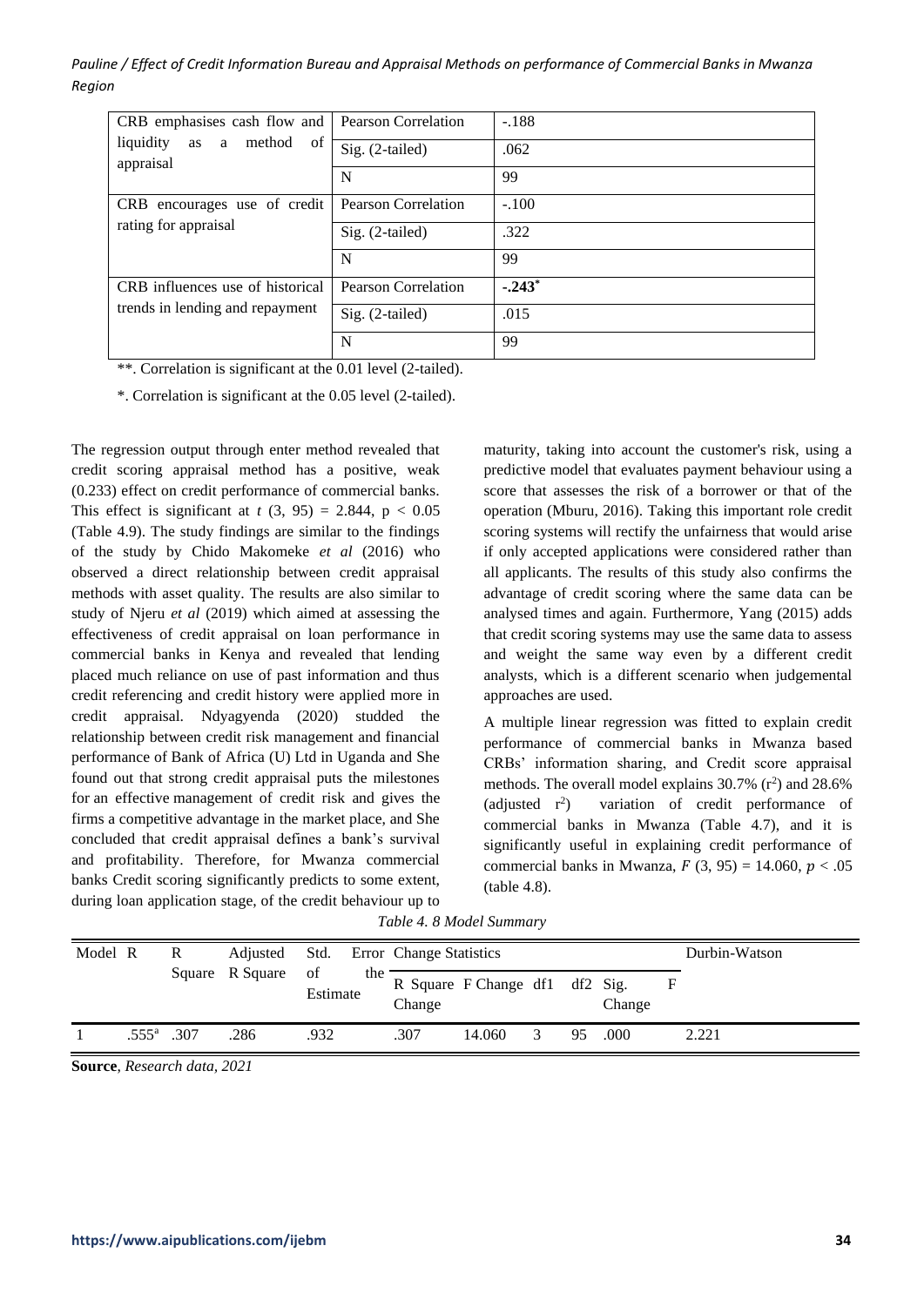| | | |
|---|---|---|
| CRB emphasises cash flow and liquidity as a method of appraisal | Pearson Correlation | -.188 |
| | Sig. (2-tailed) | .062 |
| | N | 99 |
| CRB encourages use of credit rating for appraisal | Pearson Correlation | -.100 |
| | Sig. (2-tailed) | .322 |
| | N | 99 |
| CRB influences use of historical trends in lending and repayment | Pearson Correlation | **-.243*** |
| | Sig. (2-tailed) | .015 |
| | N | 99 |

**. Correlation is significant at the 0.01 level (2-tailed).

*. Correlation is significant at the 0.05 level (2-tailed).

The regression output through enter method revealed that credit scoring appraisal method has a positive, weak (0.233) effect on credit performance of commercial banks. This effect is significant at $t$ (3, 95) = 2.844, $p < 0.05$ (Table 4.9). The study findings are similar to the findings of the study by Chido Makomeke *et al* (2016) who observed a direct relationship between credit appraisal methods with asset quality. The results are also similar to study of Njeru *et al* (2019) which aimed at assessing the effectiveness of credit appraisal on loan performance in commercial banks in Kenya and revealed that lending placed much reliance on use of past information and thus credit referencing and credit history were applied more in credit appraisal. Ndyagyenda (2020) studded the relationship between credit risk management and financial performance of Bank of Africa (U) Ltd in Uganda and She found out that strong credit appraisal puts the milestones for an effective management of credit risk and gives the firms a competitive advantage in the market place, and She concluded that credit appraisal defines a bank's survival and profitability. Therefore, for Mwanza commercial banks Credit scoring significantly predicts to some extent, during loan application stage, of the credit behaviour up to maturity, taking into account the customer's risk, using a predictive model that evaluates payment behaviour using a score that assesses the risk of a borrower or that of the operation (Mburu, 2016). Taking this important role credit scoring systems will rectify the unfairness that would arise if only accepted applications were considered rather than all applicants. The results of this study also confirms the advantage of credit scoring where the same data can be analysed times and again. Furthermore, Yang (2015) adds that credit scoring systems may use the same data to assess and weight the same way even by a different credit analysts, which is a different scenario when judgemental approaches are used.

A multiple linear regression was fitted to explain credit performance of commercial banks in Mwanza based CRBs' information sharing, and Credit score appraisal methods. The overall model explains 30.7% ($r^2$) and 28.6% (adjusted $r^2$) variation of credit performance of commercial banks in Mwanza (Table 4.7), and it is significantly useful in explaining credit performance of commercial banks in Mwanza, $F$ (3, 95) = 14.060, $p < .05$ (table 4.8).

*Table 4. 8 Model Summary*

| Model | R | R Square | Adjusted R Square | Std. Error of the Estimate | Change Statistics | | | | | Durbin-Watson |
|---|---|---|---|---|---|---|---|---|---|---|
| | | | | | R Square Change | F Change | df1 | df2 | Sig. F Change | |
| 1 | .555[a] | .307 | .286 | .932 | .307 | 14.060 | 3 | 95 | .000 | 2.221 |

**Source**, *Research data, 2021*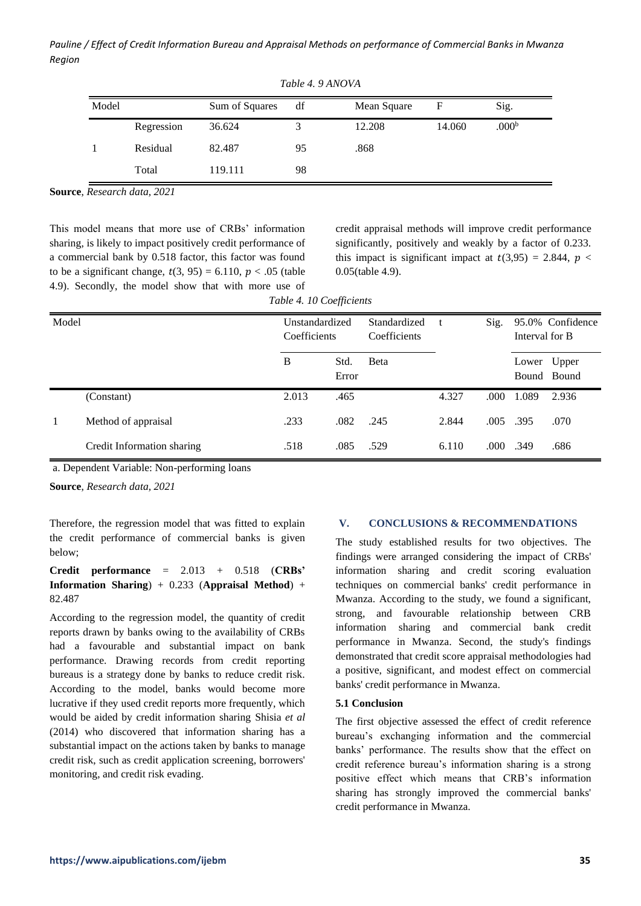*Table 4. 9 ANOVA*

| Model | | Sum of Squares | df | Mean Square | F | Sig. |
|---|---|---|---|---|---|---|
| | Regression | 36.624 | 3 | 12.208 | 14.060 | .000[b] |
| 1 | Residual | 82.487 | 95 | .868 | | |
| | Total | 119.111 | 98 | | | |

**Source**, *Research data, 2021*

This model means that more use of CRBs' information sharing, is likely to impact positively credit performance of a commercial bank by 0.518 factor, this factor was found to be a significant change, $t(3, 95) = 6.110$, $p < .05$ (table 4.9). Secondly, the model show that with more use of credit appraisal methods will improve credit performance significantly, positively and weakly by a factor of 0.233. this impact is significant impact at $t(3,95) = 2.844$, $p < 0.05$(table 4.9).

*Table 4. 10 Coefficients*

| Model | | Unstandardized Coefficients | | Standardized Coefficients | t | Sig. | 95.0% Confidence Interval for B | |
|---|---|---|---|---|---|---|---|---|
| | | B | Std. Error | Beta | | | Lower Bound | Upper Bound |
| | (Constant) | 2.013 | .465 | | 4.327 | .000 | 1.089 | 2.936 |
| 1 | Method of appraisal | .233 | .082 | .245 | 2.844 | .005 | .395 | .070 |
| | Credit Information sharing | .518 | .085 | .529 | 6.110 | .000 | .349 | .686 |

a. Dependent Variable: Non-performing loans

**Source**, *Research data, 2021*

Therefore, the regression model that was fitted to explain the credit performance of commercial banks is given below;

**Credit performance** = 2.013 + 0.518 (**CRBs' Information Sharing**) + 0.233 (**Appraisal Method**) + 82.487

According to the regression model, the quantity of credit reports drawn by banks owing to the availability of CRBs had a favourable and substantial impact on bank performance. Drawing records from credit reporting bureaus is a strategy done by banks to reduce credit risk. According to the model, banks would become more lucrative if they used credit reports more frequently, which would be aided by credit information sharing Shisia *et al* (2014) who discovered that information sharing has a substantial impact on the actions taken by banks to manage credit risk, such as credit application screening, borrowers' monitoring, and credit risk evading.

## V. CONCLUSIONS & RECOMMENDATIONS

The study established results for two objectives. The findings were arranged considering the impact of CRBs' information sharing and credit scoring evaluation techniques on commercial banks' credit performance in Mwanza. According to the study, we found a significant, strong, and favourable relationship between CRB information sharing and commercial bank credit performance in Mwanza. Second, the study's findings demonstrated that credit score appraisal methodologies had a positive, significant, and modest effect on commercial banks' credit performance in Mwanza.

### 5.1 Conclusion

The first objective assessed the effect of credit reference bureau's exchanging information and the commercial banks' performance. The results show that the effect on credit reference bureau's information sharing is a strong positive effect which means that CRB's information sharing has strongly improved the commercial banks' credit performance in Mwanza.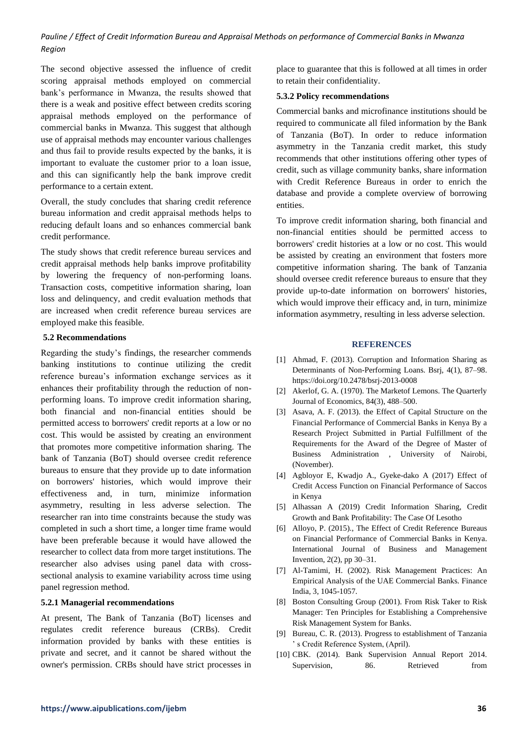The second objective assessed the influence of credit scoring appraisal methods employed on commercial bank's performance in Mwanza, the results showed that there is a weak and positive effect between credits scoring appraisal methods employed on the performance of commercial banks in Mwanza. This suggest that although use of appraisal methods may encounter various challenges and thus fail to provide results expected by the banks, it is important to evaluate the customer prior to a loan issue, and this can significantly help the bank improve credit performance to a certain extent.

Overall, the study concludes that sharing credit reference bureau information and credit appraisal methods helps to reducing default loans and so enhances commercial bank credit performance.

The study shows that credit reference bureau services and credit appraisal methods help banks improve profitability by lowering the frequency of non-performing loans. Transaction costs, competitive information sharing, loan loss and delinquency, and credit evaluation methods that are increased when credit reference bureau services are employed make this feasible.

### 5.2 Recommendations

Regarding the study's findings, the researcher commends banking institutions to continue utilizing the credit reference bureau's information exchange services as it enhances their profitability through the reduction of non-performing loans. To improve credit information sharing, both financial and non-financial entities should be permitted access to borrowers' credit reports at a low or no cost. This would be assisted by creating an environment that promotes more competitive information sharing. The bank of Tanzania (BoT) should oversee credit reference bureaus to ensure that they provide up to date information on borrowers' histories, which would improve their effectiveness and, in turn, minimize information asymmetry, resulting in less adverse selection. The researcher ran into time constraints because the study was completed in such a short time, a longer time frame would have been preferable because it would have allowed the researcher to collect data from more target institutions. The researcher also advises using panel data with cross-sectional analysis to examine variability across time using panel regression method.

#### 5.2.1 Managerial recommendations

At present, The Bank of Tanzania (BoT) licenses and regulates credit reference bureaus (CRBs). Credit information provided by banks with these entities is private and secret, and it cannot be shared without the owner's permission. CRBs should have strict processes in place to guarantee that this is followed at all times in order to retain their confidentiality.

#### 5.3.2 Policy recommendations

Commercial banks and microfinance institutions should be required to communicate all filed information by the Bank of Tanzania (BoT). In order to reduce information asymmetry in the Tanzania credit market, this study recommends that other institutions offering other types of credit, such as village community banks, share information with Credit Reference Bureaus in order to enrich the database and provide a complete overview of borrowing entities.

To improve credit information sharing, both financial and non-financial entities should be permitted access to borrowers' credit histories at a low or no cost. This would be assisted by creating an environment that fosters more competitive information sharing. The bank of Tanzania should oversee credit reference bureaus to ensure that they provide up-to-date information on borrowers' histories, which would improve their efficacy and, in turn, minimize information asymmetry, resulting in less adverse selection.

## REFERENCES

[1] Ahmad, F. (2013). Corruption and Information Sharing as Determinants of Non-Performing Loans. Bsrj, 4(1), 87–98. https://doi.org/10.2478/bsrj-2013-0008

[2] Akerlof, G. A. (1970). The Marketof Lemons. The Quarterly Journal of Economics, 84(3), 488–500.

[3] Asava, A. F. (2013). the Effect of Capital Structure on the Financial Performance of Commercial Banks in Kenya By a Research Project Submitted in Partial Fulfillment of the Requirements for the Award of the Degree of Master of Business Administration , University of Nairobi, (November).

[4] Agbloyor E, Kwadjo A., Gyeke-dako A (2017) Effect of Credit Access Function on Financial Performance of Saccos in Kenya

[5] Alhassan A (2019) Credit Information Sharing, Credit Growth and Bank Profitability: The Case Of Lesotho

[6] Alloyo, P. (2015)., The Effect of Credit Reference Bureaus on Financial Performance of Commercial Banks in Kenya. International Journal of Business and Management Invention, 2(2), pp 30–31.

[7] Al-Tamimi, H. (2002). Risk Management Practices: An Empirical Analysis of the UAE Commercial Banks. Finance India, 3, 1045-1057.

[8] Boston Consulting Group (2001). From Risk Taker to Risk Manager: Ten Principles for Establishing a Comprehensive Risk Management System for Banks.

[9] Bureau, C. R. (2013). Progress to establishment of Tanzania ' s Credit Reference System, (April).

[10] CBK. (2014). Bank Supervision Annual Report 2014. Supervision, 86. Retrieved from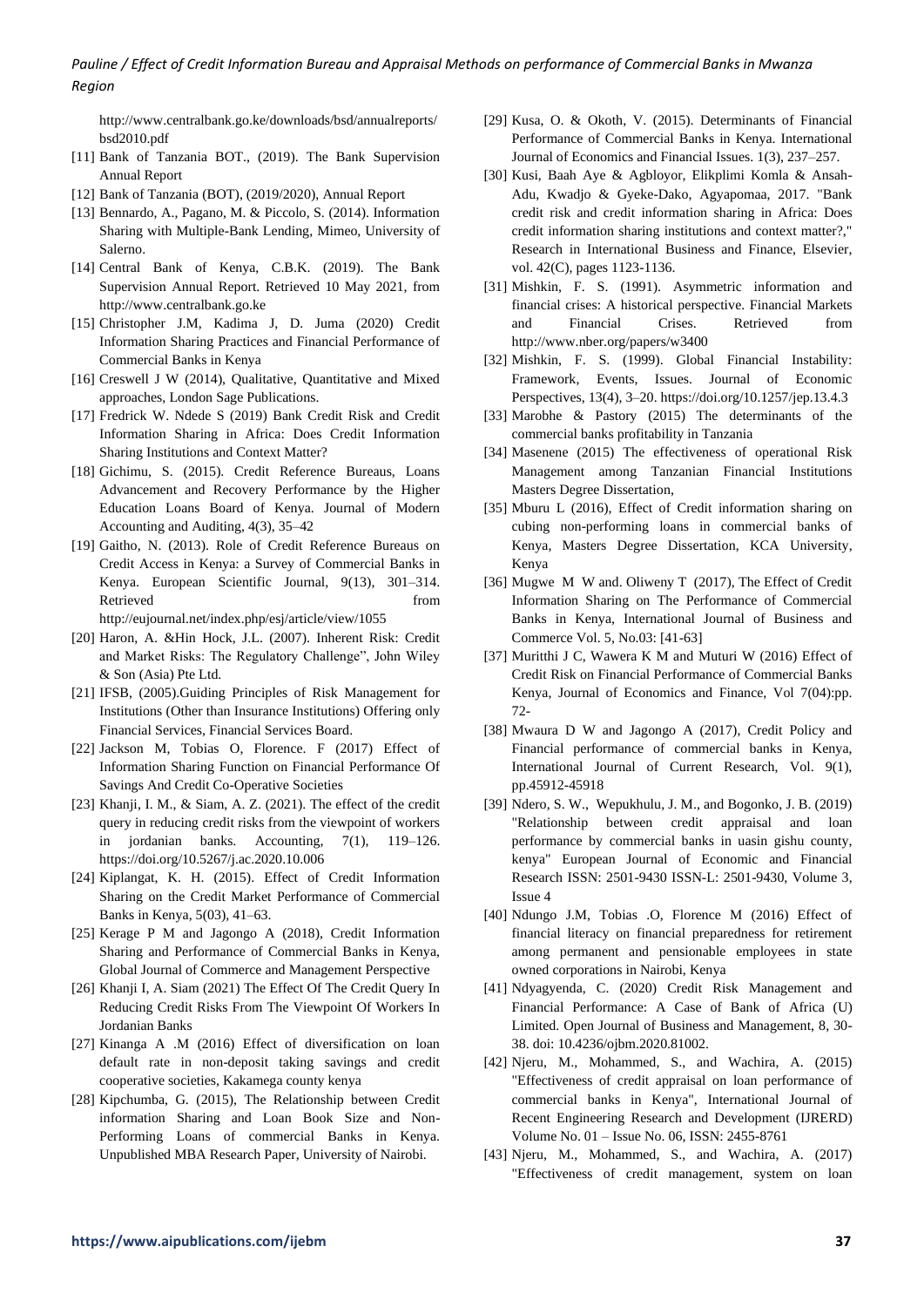http://www.centralbank.go.ke/downloads/bsd/annualreports/bsd2010.pdf

[11] Bank of Tanzania BOT., (2019). The Bank Supervision Annual Report

[12] Bank of Tanzania (BOT), (2019/2020), Annual Report

[13] Bennardo, A., Pagano, M. & Piccolo, S. (2014). Information Sharing with Multiple-Bank Lending, Mimeo, University of Salerno.

[14] Central Bank of Kenya, C.B.K. (2019). The Bank Supervision Annual Report. Retrieved 10 May 2021, from http://www.centralbank.go.ke

[15] Christopher J.M, Kadima J, D. Juma (2020) Credit Information Sharing Practices and Financial Performance of Commercial Banks in Kenya

[16] Creswell J W (2014), Qualitative, Quantitative and Mixed approaches, London Sage Publications.

[17] Fredrick W. Ndede S (2019) Bank Credit Risk and Credit Information Sharing in Africa: Does Credit Information Sharing Institutions and Context Matter?

[18] Gichimu, S. (2015). Credit Reference Bureaus, Loans Advancement and Recovery Performance by the Higher Education Loans Board of Kenya. Journal of Modern Accounting and Auditing, 4(3), 35–42

[19] Gaitho, N. (2013). Role of Credit Reference Bureaus on Credit Access in Kenya: a Survey of Commercial Banks in Kenya. European Scientific Journal, 9(13), 301–314. Retrieved from http://eujournal.net/index.php/esj/article/view/1055

[20] Haron, A. &Hin Hock, J.L. (2007). Inherent Risk: Credit and Market Risks: The Regulatory Challenge", John Wiley & Son (Asia) Pte Ltd.

[21] IFSB, (2005).Guiding Principles of Risk Management for Institutions (Other than Insurance Institutions) Offering only Financial Services, Financial Services Board.

[22] Jackson M, Tobias O, Florence. F (2017) Effect of Information Sharing Function on Financial Performance Of Savings And Credit Co-Operative Societies

[23] Khanji, I. M., & Siam, A. Z. (2021). The effect of the credit query in reducing credit risks from the viewpoint of workers in jordanian banks. Accounting, 7(1), 119–126. https://doi.org/10.5267/j.ac.2020.10.006

[24] Kiplangat, K. H. (2015). Effect of Credit Information Sharing on the Credit Market Performance of Commercial Banks in Kenya, 5(03), 41–63.

[25] Kerage P M and Jagongo A (2018), Credit Information Sharing and Performance of Commercial Banks in Kenya, Global Journal of Commerce and Management Perspective

[26] Khanji I, A. Siam (2021) The Effect Of The Credit Query In Reducing Credit Risks From The Viewpoint Of Workers In Jordanian Banks

[27] Kinanga A .M (2016) Effect of diversification on loan default rate in non-deposit taking savings and credit cooperative societies, Kakamega county kenya

[28] Kipchumba, G. (2015), The Relationship between Credit information Sharing and Loan Book Size and Non-Performing Loans of commercial Banks in Kenya. Unpublished MBA Research Paper, University of Nairobi.

[29] Kusa, O. & Okoth, V. (2015). Determinants of Financial Performance of Commercial Banks in Kenya. International Journal of Economics and Financial Issues. 1(3), 237–257.

[30] Kusi, Baah Aye & Agbloyor, Elikplimi Komla & Ansah-Adu, Kwadjo & Gyeke-Dako, Agyapomaa, 2017. "Bank credit risk and credit information sharing in Africa: Does credit information sharing institutions and context matter?," Research in International Business and Finance, Elsevier, vol. 42(C), pages 1123-1136.

[31] Mishkin, F. S. (1991). Asymmetric information and financial crises: A historical perspective. Financial Markets and Financial Crises. Retrieved from http://www.nber.org/papers/w3400

[32] Mishkin, F. S. (1999). Global Financial Instability: Framework, Events, Issues. Journal of Economic Perspectives, 13(4), 3–20. https://doi.org/10.1257/jep.13.4.3

[33] Marobhe & Pastory (2015) The determinants of the commercial banks profitability in Tanzania

[34] Masenene (2015) The effectiveness of operational Risk Management among Tanzanian Financial Institutions Masters Degree Dissertation,

[35] Mburu L (2016), Effect of Credit information sharing on cubing non-performing loans in commercial banks of Kenya, Masters Degree Dissertation, KCA University, Kenya

[36] Mugwe M W and. Oliweny T (2017), The Effect of Credit Information Sharing on The Performance of Commercial Banks in Kenya, International Journal of Business and Commerce Vol. 5, No.03: [41-63]

[37] Muritthi J C, Wawera K M and Muturi W (2016) Effect of Credit Risk on Financial Performance of Commercial Banks Kenya, Journal of Economics and Finance, Vol 7(04):pp. 72-

[38] Mwaura D W and Jagongo A (2017), Credit Policy and Financial performance of commercial banks in Kenya, International Journal of Current Research, Vol. 9(1), pp.45912-45918

[39] Ndero, S. W., Wepukhulu, J. M., and Bogonko, J. B. (2019) "Relationship between credit appraisal and loan performance by commercial banks in uasin gishu county, kenya" European Journal of Economic and Financial Research ISSN: 2501-9430 ISSN-L: 2501-9430, Volume 3, Issue 4

[40] Ndungo J.M, Tobias .O, Florence M (2016) Effect of financial literacy on financial preparedness for retirement among permanent and pensionable employees in state owned corporations in Nairobi, Kenya

[41] Ndyagyenda, C. (2020) Credit Risk Management and Financial Performance: A Case of Bank of Africa (U) Limited. Open Journal of Business and Management, 8, 30-38. doi: 10.4236/ojbm.2020.81002.

[42] Njeru, M., Mohammed, S., and Wachira, A. (2015) "Effectiveness of credit appraisal on loan performance of commercial banks in Kenya", International Journal of Recent Engineering Research and Development (IJRERD) Volume No. 01 – Issue No. 06, ISSN: 2455-8761

[43] Njeru, M., Mohammed, S., and Wachira, A. (2017) "Effectiveness of credit management, system on loan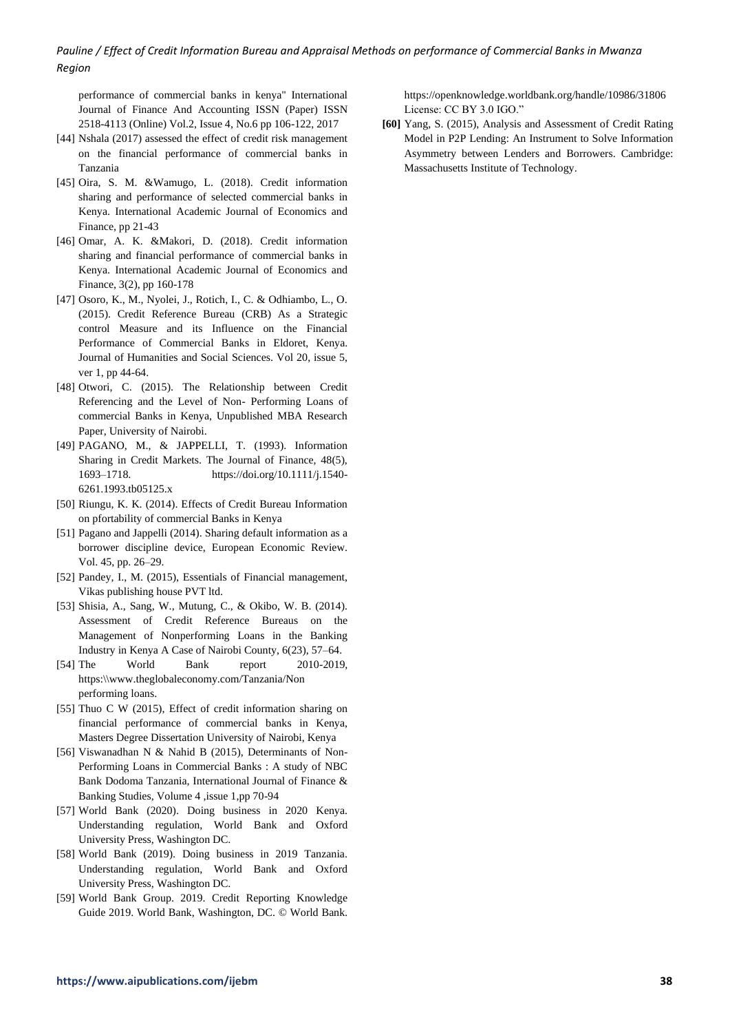performance of commercial banks in kenya" International Journal of Finance And Accounting ISSN (Paper) ISSN 2518-4113 (Online) Vol.2, Issue 4, No.6 pp 106-122, 2017

[44] Nshala (2017) assessed the effect of credit risk management on the financial performance of commercial banks in Tanzania

[45] Oira, S. M. &Wamugo, L. (2018). Credit information sharing and performance of selected commercial banks in Kenya. International Academic Journal of Economics and Finance, pp 21-43

[46] Omar, A. K. &Makori, D. (2018). Credit information sharing and financial performance of commercial banks in Kenya. International Academic Journal of Economics and Finance, 3(2), pp 160-178

[47] Osoro, K., M., Nyolei, J., Rotich, I., C. & Odhiambo, L., O. (2015). Credit Reference Bureau (CRB) As a Strategic control Measure and its Influence on the Financial Performance of Commercial Banks in Eldoret, Kenya. Journal of Humanities and Social Sciences. Vol 20, issue 5, ver 1, pp 44-64.

[48] Otwori, C. (2015). The Relationship between Credit Referencing and the Level of Non- Performing Loans of commercial Banks in Kenya, Unpublished MBA Research Paper, University of Nairobi.

[49] PAGANO, M., & JAPPELLI, T. (1993). Information Sharing in Credit Markets. The Journal of Finance, 48(5), 1693–1718. https://doi.org/10.1111/j.1540-6261.1993.tb05125.x

[50] Riungu, K. K. (2014). Effects of Credit Bureau Information on pfortability of commercial Banks in Kenya

[51] Pagano and Jappelli (2014). Sharing default information as a borrower discipline device, European Economic Review. Vol. 45, pp. 26–29.

[52] Pandey, I., M. (2015), Essentials of Financial management, Vikas publishing house PVT ltd.

[53] Shisia, A., Sang, W., Mutung, C., & Okibo, W. B. (2014). Assessment of Credit Reference Bureaus on the Management of Nonperforming Loans in the Banking Industry in Kenya A Case of Nairobi County, 6(23), 57–64.

[54] The World Bank report 2010-2019, https:\\www.theglobaleconomy.com/Tanzania/Non performing loans.

[55] Thuo C W (2015), Effect of credit information sharing on financial performance of commercial banks in Kenya, Masters Degree Dissertation University of Nairobi, Kenya

[56] Viswanadhan N & Nahid B (2015), Determinants of Non-Performing Loans in Commercial Banks : A study of NBC Bank Dodoma Tanzania, International Journal of Finance & Banking Studies, Volume 4 ,issue 1,pp 70-94

[57] World Bank (2020). Doing business in 2020 Kenya. Understanding regulation, World Bank and Oxford University Press, Washington DC.

[58] World Bank (2019). Doing business in 2019 Tanzania. Understanding regulation, World Bank and Oxford University Press, Washington DC.

[59] World Bank Group. 2019. Credit Reporting Knowledge Guide 2019. World Bank, Washington, DC. © World Bank. https://openknowledge.worldbank.org/handle/10986/31806 License: CC BY 3.0 IGO."

**[60]** Yang, S. (2015), Analysis and Assessment of Credit Rating Model in P2P Lending: An Instrument to Solve Information Asymmetry between Lenders and Borrowers. Cambridge: Massachusetts Institute of Technology.